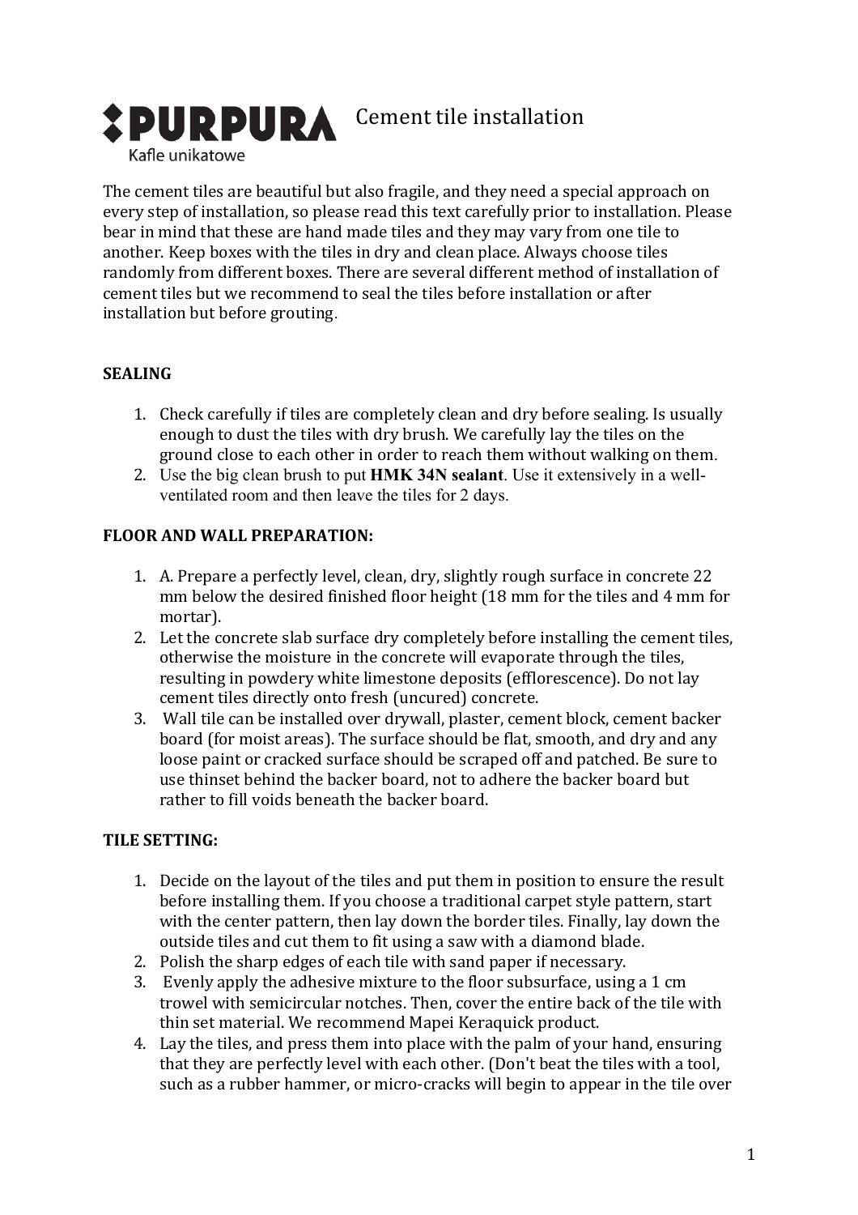# PURPURA Cement tile installation

Kafle unikatowe

The cement tiles are beautiful but also fragile, and they need a special approach on every step of installation, so please read this text carefully prior to installation. Please bear in mind that these are hand made tiles and they may vary from one tile to another. Keep boxes with the tiles in dry and clean place. Always choose tiles randomly from different boxes. There are several different method of installation of cement tiles but we recommend to seal the tiles before installation or after installation but before grouting.

## SEALING

1. Check carefully if tiles are completely clean and dry before sealing. Is usually enough to dust the tiles with dry brush. We carefully lay the tiles on the ground close to each other in order to reach them without walking on them.
2. Use the big clean brush to put **HMK 34N sealant**. Use it extensively in a well-ventilated room and then leave the tiles for 2 days.

## FLOOR AND WALL PREPARATION:

1. A. Prepare a perfectly level, clean, dry, slightly rough surface in concrete 22 mm below the desired finished floor height (18 mm for the tiles and 4 mm for mortar).
2. Let the concrete slab surface dry completely before installing the cement tiles, otherwise the moisture in the concrete will evaporate through the tiles, resulting in powdery white limestone deposits (efflorescence). Do not lay cement tiles directly onto fresh (uncured) concrete.
3. Wall tile can be installed over drywall, plaster, cement block, cement backer board (for moist areas). The surface should be flat, smooth, and dry and any loose paint or cracked surface should be scraped off and patched. Be sure to use thinset behind the backer board, not to adhere the backer board but rather to fill voids beneath the backer board.

## TILE SETTING:

1. Decide on the layout of the tiles and put them in position to ensure the result before installing them. If you choose a traditional carpet style pattern, start with the center pattern, then lay down the border tiles. Finally, lay down the outside tiles and cut them to fit using a saw with a diamond blade.
2. Polish the sharp edges of each tile with sand paper if necessary.
3. Evenly apply the adhesive mixture to the floor subsurface, using a 1 cm trowel with semicircular notches. Then, cover the entire back of the tile with thin set material. We recommend Mapei Keraquick product.
4. Lay the tiles, and press them into place with the palm of your hand, ensuring that they are perfectly level with each other. (Don't beat the tiles with a tool, such as a rubber hammer, or micro-cracks will begin to appear in the tile over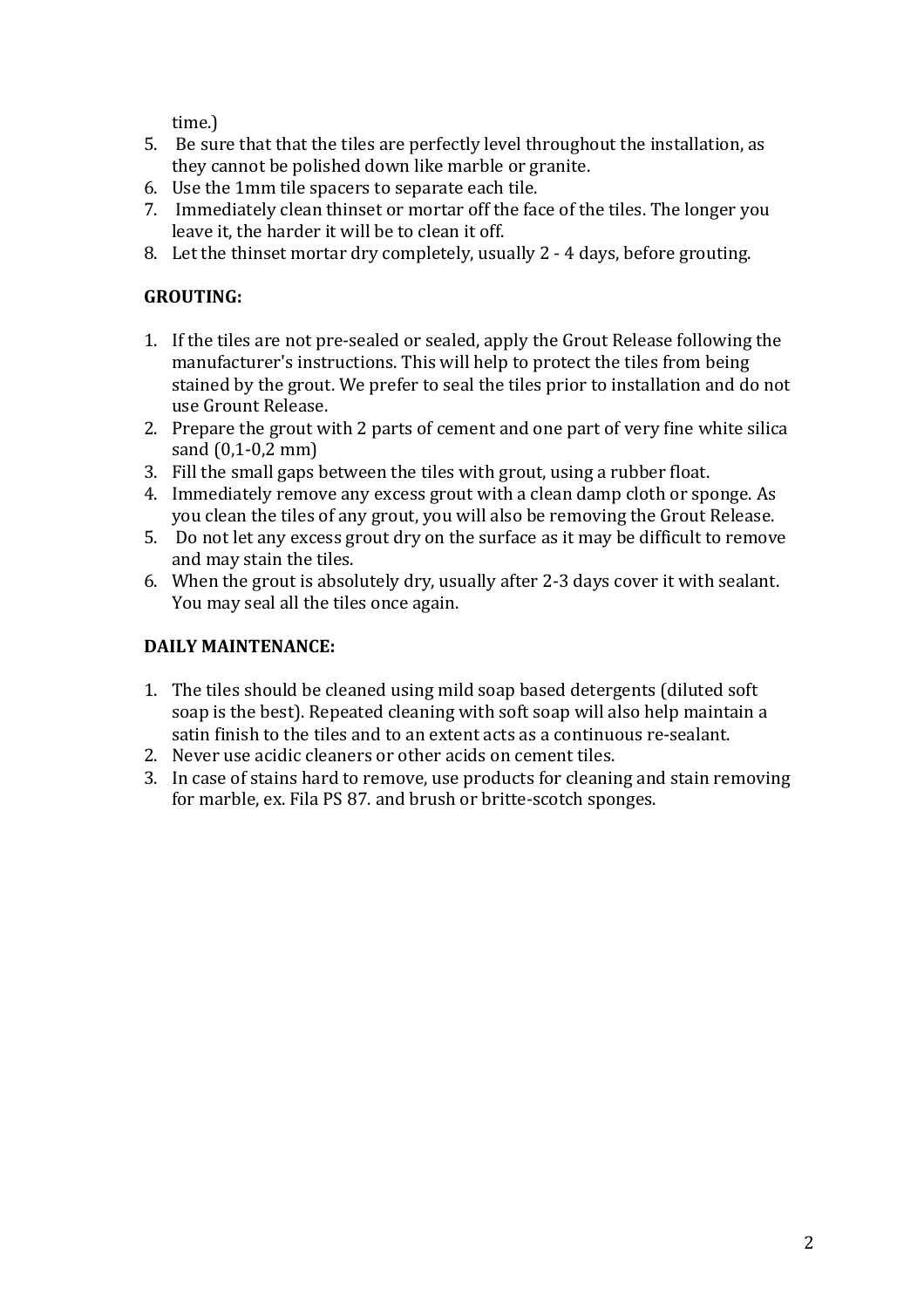time.)

5. Be sure that that the tiles are perfectly level throughout the installation, as they cannot be polished down like marble or granite.
6. Use the 1mm tile spacers to separate each tile.
7. Immediately clean thinset or mortar off the face of the tiles. The longer you leave it, the harder it will be to clean it off.
8. Let the thinset mortar dry completely, usually 2 - 4 days, before grouting.

**GROUTING:**

1. If the tiles are not pre-sealed or sealed, apply the Grout Release following the manufacturer's instructions. This will help to protect the tiles from being stained by the grout. We prefer to seal the tiles prior to installation and do not use Grount Release.
2. Prepare the grout with 2 parts of cement and one part of very fine white silica sand (0,1-0,2 mm)
3. Fill the small gaps between the tiles with grout, using a rubber float.
4. Immediately remove any excess grout with a clean damp cloth or sponge. As you clean the tiles of any grout, you will also be removing the Grout Release.
5. Do not let any excess grout dry on the surface as it may be difficult to remove and may stain the tiles.
6. When the grout is absolutely dry, usually after 2-3 days cover it with sealant. You may seal all the tiles once again.

**DAILY MAINTENANCE:**

1. The tiles should be cleaned using mild soap based detergents (diluted soft soap is the best). Repeated cleaning with soft soap will also help maintain a satin finish to the tiles and to an extent acts as a continuous re-sealant.
2. Never use acidic cleaners or other acids on cement tiles.
3. In case of stains hard to remove, use products for cleaning and stain removing for marble, ex. Fila PS 87. and brush or britte-scotch sponges.